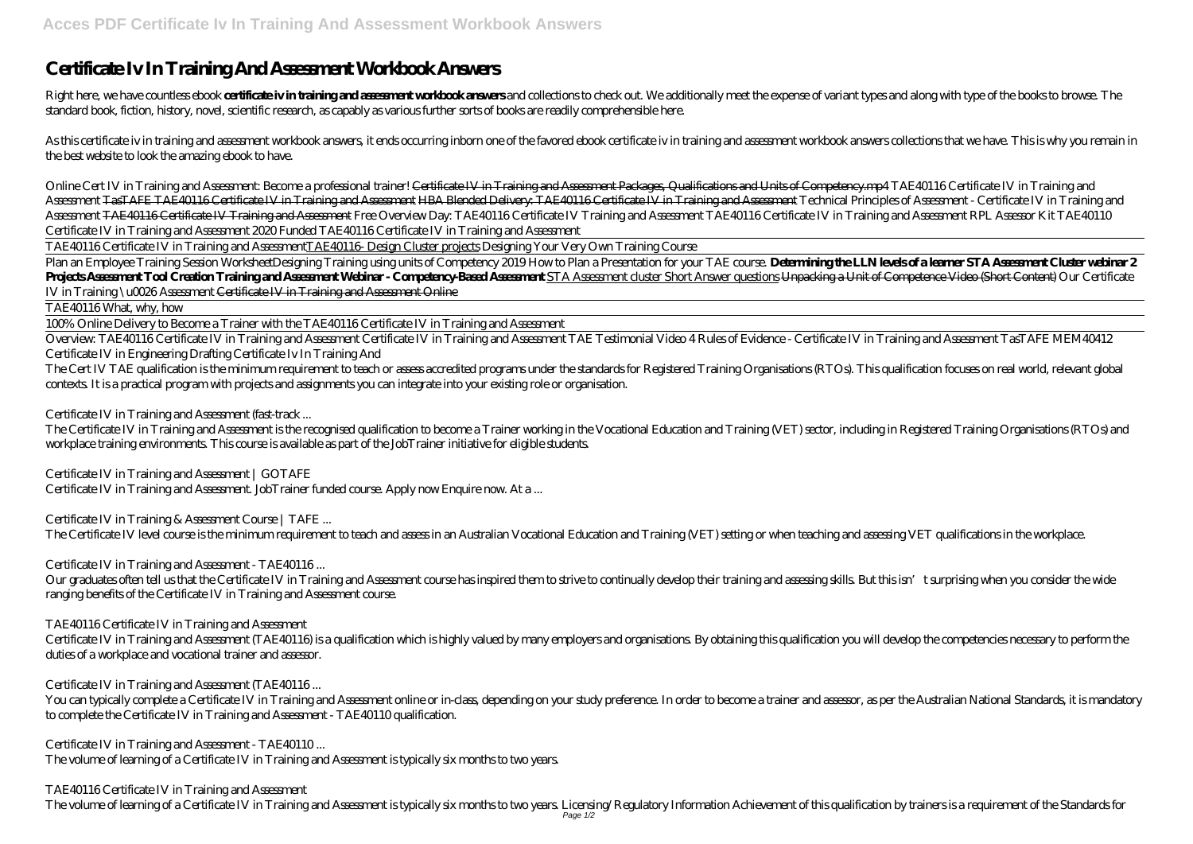# Certificate Iv In Training And Assessment Workbook Answers

Right here, we have countless ebook **certificate iv in training and assessment workbook answers** and collections to check out. We additionally meet the expense of variant types and along with type of the books to browse. The standard book, fiction, history, novel, scientific research, as capably as various further sorts of books are readily comprehensible here.

As this certificate iv in training and assessment workbook answers, it ends occurring inborn one of the favored ebook certificate iv in training and assessment workbook answers collections that we have. This is why you remain in the best website to look the amazing ebook to have.

*Online Cert IV in Training and Assessment: Become a professional trainer!* ~~Certificate IV in Training and Assessment Packages, Qualifications and Units of Competency.mp4~~ *TAE40116 Certificate IV in Training and Assessment* ~~TasTAFE TAE40116 Certificate IV in Training and Assessment~~ ~~HBA Blended Delivery: TAE40116 Certificate IV in Training and Assessment~~ *Technical Principles of Assessment - Certificate IV in Training and Assessment* ~~TAE40116 Certificate IV Training and Assessment~~ *Free Overview Day: TAE40116 Certificate IV Training and Assessment TAE40116 Certificate IV in Training and Assessment RPL Assessor Kit TAE40110 Certificate IV in Training and Assessment 2020 Funded TAE40116 Certificate IV in Training and Assessment*

TAE40116 Certificate IV in Training and AssessmentTAE40116- Design Cluster projects *Designing Your Very Own Training Course*

Plan an Employee Training Session Worksheet*Designing Training using units of Competency 2019 How to Plan a Presentation for your TAE course.* **Determining the LLN levels of a learner STA Assessment Cluster webinar 2 Projects Assessment Tool Creation Training and Assessment Webinar - Competency-Based Assessment** STA Assessment cluster Short Answer questions ~~Unpacking a Unit of Competence Video (Short Content)~~ *Our Certificate IV in Training \u0026 Assessment* ~~Certificate IV in Training and Assessment Online~~

TAE40116 What, why, how

100% Online Delivery to Become a Trainer with the TAE40116 Certificate IV in Training and Assessment

Overview: TAE40116 Certificate IV in Training and Assessment *Certificate IV in Training and Assessment TAE Testimonial Video 4 Rules of Evidence - Certificate IV in Training and Assessment TasTAFE MEM40412 Certificate IV in Engineering Drafting Certificate Iv In Training And*

The Cert IV TAE qualification is the minimum requirement to teach or assess accredited programs under the standards for Registered Training Organisations (RTOs). This qualification focuses on real world, relevant global contexts. It is a practical program with projects and assignments you can integrate into your existing role or organisation.

*Certificate IV in Training and Assessment (fast-track ...*

The Certificate IV in Training and Assessment is the recognised qualification to become a Trainer working in the Vocational Education and Training (VET) sector, including in Registered Training Organisations (RTOs) and workplace training environments. This course is available as part of the JobTrainer initiative for eligible students.

*Certificate IV in Training and Assessment | GOTAFE*

Certificate IV in Training and Assessment. JobTrainer funded course. Apply now Enquire now. At a ...

*Certificate IV in Training & Assessment Course | TAFE ...*

The Certificate IV level course is the minimum requirement to teach and assess in an Australian Vocational Education and Training (VET) setting or when teaching and assessing VET qualifications in the workplace.

*Certificate IV in Training and Assessment - TAE40116 ...*

Our graduates often tell us that the Certificate IV in Training and Assessment course has inspired them to strive to continually develop their training and assessing skills. But this isn't surprising when you consider the wide ranging benefits of the Certificate IV in Training and Assessment course.

*TAE40116 Certificate IV in Training and Assessment*

Certificate IV in Training and Assessment (TAE40116) is a qualification which is highly valued by many employers and organisations. By obtaining this qualification you will develop the competencies necessary to perform the duties of a workplace and vocational trainer and assessor.

*Certificate IV in Training and Assessment (TAE40116 ...*

You can typically complete a Certificate IV in Training and Assessment online or in-class, depending on your study preference. In order to become a trainer and assessor, as per the Australian National Standards, it is mandatory to complete the Certificate IV in Training and Assessment - TAE40110 qualification.

*Certificate IV in Training and Assessment - TAE40110 ...*

The volume of learning of a Certificate IV in Training and Assessment is typically six months to two years.

*TAE40116 Certificate IV in Training and Assessment*

The volume of learning of a Certificate IV in Training and Assessment is typically six months to two years. Licensing/Regulatory Information Achievement of this qualification by trainers is a requirement of the Standards for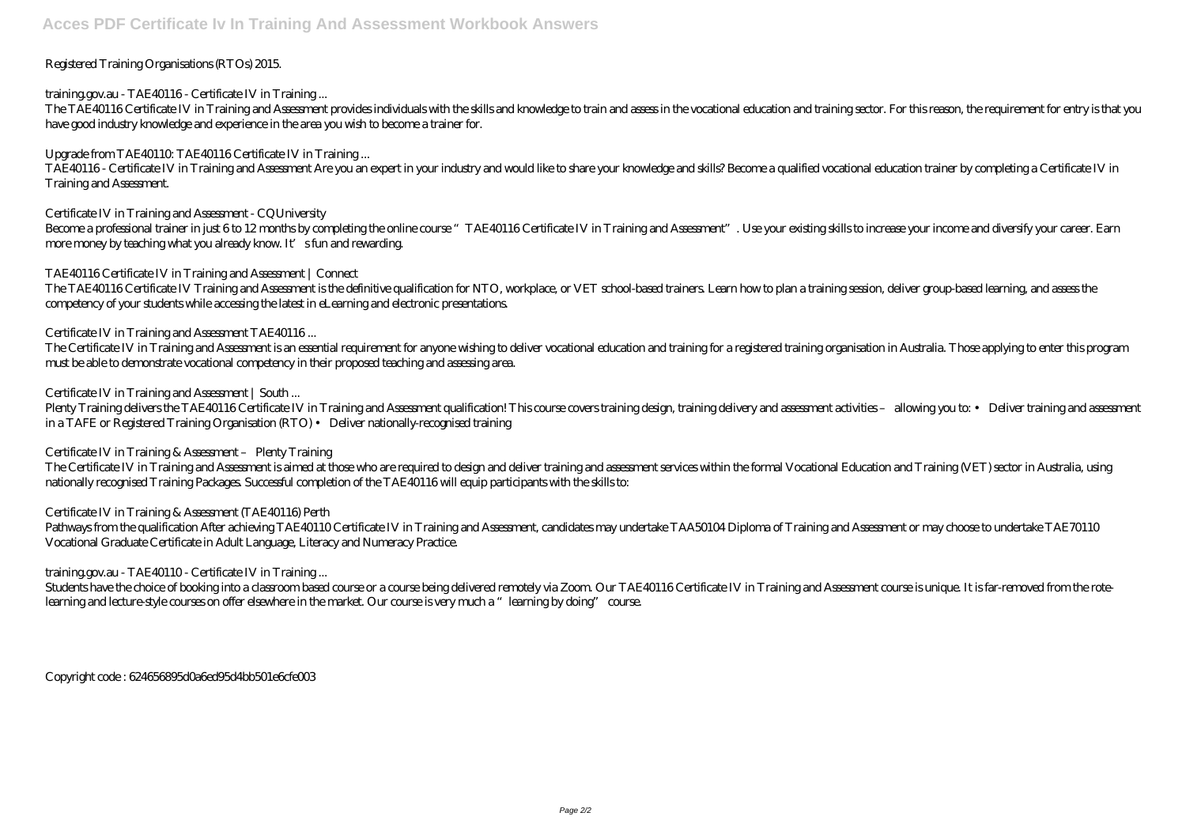Registered Training Organisations (RTOs) 2015.

*training.gov.au - TAE40116 - Certificate IV in Training ...*

The TAE40116 Certificate IV in Training and Assessment provides individuals with the skills and knowledge to train and assess in the vocational education and training sector. For this reason, the requirement for entry is that you have good industry knowledge and experience in the area you wish to become a trainer for.

*Upgrade from TAE40110: TAE40116 Certificate IV in Training ...*

TAE40116 - Certificate IV in Training and Assessment Are you an expert in your industry and would like to share your knowledge and skills? Become a qualified vocational education trainer by completing a Certificate IV in Training and Assessment.

*Certificate IV in Training and Assessment - CQUniversity*

Become a professional trainer in just 6 to 12 months by completing the online course "TAE40116 Certificate IV in Training and Assessment". Use your existing skills to increase your income and diversify your career. Earn more money by teaching what you already know. It's fun and rewarding.

*TAE40116 Certificate IV in Training and Assessment | Connect*

The TAE40116 Certificate IV Training and Assessment is the definitive qualification for NTO, workplace, or VET school-based trainers. Learn how to plan a training session, deliver group-based learning, and assess the competency of your students while accessing the latest in eLearning and electronic presentations.

*Certificate IV in Training and Assessment TAE40116 ...*

The Certificate IV in Training and Assessment is an essential requirement for anyone wishing to deliver vocational education and training for a registered training organisation in Australia. Those applying to enter this program must be able to demonstrate vocational competency in their proposed teaching and assessing area.

*Certificate IV in Training and Assessment | South ...*

Plenty Training delivers the TAE40116 Certificate IV in Training and Assessment qualification! This course covers training design, training delivery and assessment activities – allowing you to: • Deliver training and assessment in a TAFE or Registered Training Organisation (RTO) • Deliver nationally-recognised training

*Certificate IV in Training & Assessment – Plenty Training*

The Certificate IV in Training and Assessment is aimed at those who are required to design and deliver training and assessment services within the formal Vocational Education and Training (VET) sector in Australia, using nationally recognised Training Packages. Successful completion of the TAE40116 will equip participants with the skills to:

*Certificate IV in Training & Assessment (TAE40116) Perth*

Pathways from the qualification After achieving TAE40110 Certificate IV in Training and Assessment, candidates may undertake TAA50104 Diploma of Training and Assessment or may choose to undertake TAE70110 Vocational Graduate Certificate in Adult Language, Literacy and Numeracy Practice.

*training.gov.au - TAE40110 - Certificate IV in Training ...*

Students have the choice of booking into a classroom based course or a course being delivered remotely via Zoom. Our TAE40116 Certificate IV in Training and Assessment course is unique. It is far-removed from the rote-learning and lecture-style courses on offer elsewhere in the market. Our course is very much a "learning by doing" course.

Copyright code : 624656895d0a6ed95d4bb501e6cfe003